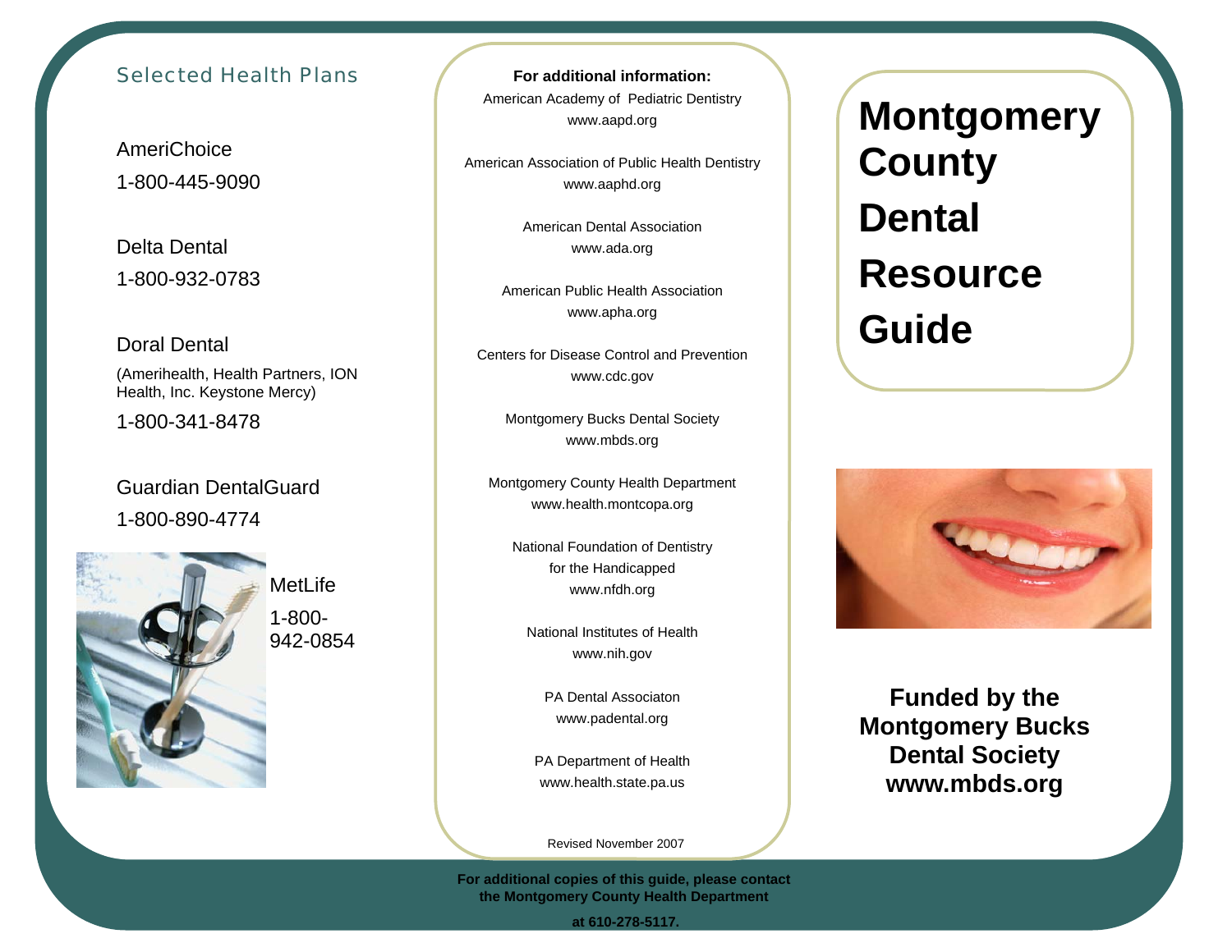# Montgomery County Dental Resource Guide

**Funded by the Montgomery Bucks Dental Society www.mbds.org**

## Selected Health Plans

AmeriChoice
1-800-445-9090

Delta Dental
1-800-932-0783

Doral Dental
(Amerihealth, Health Partners, ION Health, Inc. Keystone Mercy)
1-800-341-8478

Guardian DentalGuard
1-800-890-4774

MetLife
1-800-942-0854

**For additional information:**

American Academy of Pediatric Dentistry
www.aapd.org

American Association of Public Health Dentistry
www.aaphd.org

American Dental Association
www.ada.org

American Public Health Association
www.apha.org

Centers for Disease Control and Prevention
www.cdc.gov

Montgomery Bucks Dental Society
www.mbds.org

Montgomery County Health Department
www.health.montcopa.org

National Foundation of Dentistry for the Handicapped
www.nfdh.org

National Institutes of Health
www.nih.gov

PA Dental Associaton
www.padental.org

PA Department of Health
www.health.state.pa.us

Revised November 2007

**For additional copies of this guide, please contact the Montgomery County Health Department at 610-278-5117.**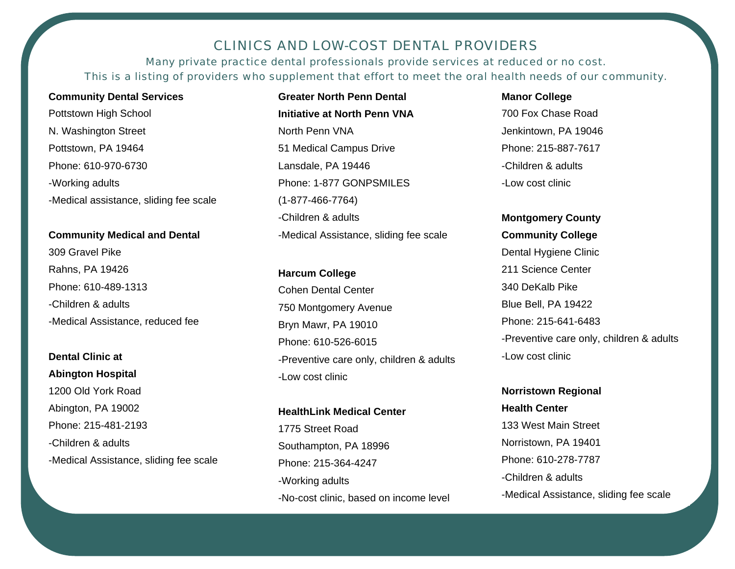# CLINICS AND LOW-COST DENTAL PROVIDERS

Many private practice dental professionals provide services at reduced or no cost.
This is a listing of providers who supplement that effort to meet the oral health needs of our community.

**Community Dental Services**
Pottstown High School
N. Washington Street
Pottstown, PA 19464
Phone: 610-970-6730
-Working adults
-Medical assistance, sliding fee scale

**Community Medical and Dental**
309 Gravel Pike
Rahns, PA 19426
Phone: 610-489-1313
-Children & adults
-Medical Assistance, reduced fee

**Dental Clinic at Abington Hospital**
1200 Old York Road
Abington, PA 19002
Phone: 215-481-2193
-Children & adults
-Medical Assistance, sliding fee scale

**Greater North Penn Dental Initiative at North Penn VNA**
North Penn VNA
51 Medical Campus Drive
Lansdale, PA 19446
Phone: 1-877 GONPSMILES
(1-877-466-7764)
-Children & adults
-Medical Assistance, sliding fee scale

**Harcum College**
Cohen Dental Center
750 Montgomery Avenue
Bryn Mawr, PA 19010
Phone: 610-526-6015
-Preventive care only, children & adults
-Low cost clinic

**HealthLink Medical Center**
1775 Street Road
Southampton, PA 18996
Phone: 215-364-4247
-Working adults
-No-cost clinic, based on income level

**Manor College**
700 Fox Chase Road
Jenkintown, PA 19046
Phone: 215-887-7617
-Children & adults
-Low cost clinic

**Montgomery County Community College**
Dental Hygiene Clinic
211 Science Center
340 DeKalb Pike
Blue Bell, PA 19422
Phone: 215-641-6483
-Preventive care only, children & adults
-Low cost clinic

**Norristown Regional Health Center**
133 West Main Street
Norristown, PA 19401
Phone: 610-278-7787
-Children & adults
-Medical Assistance, sliding fee scale